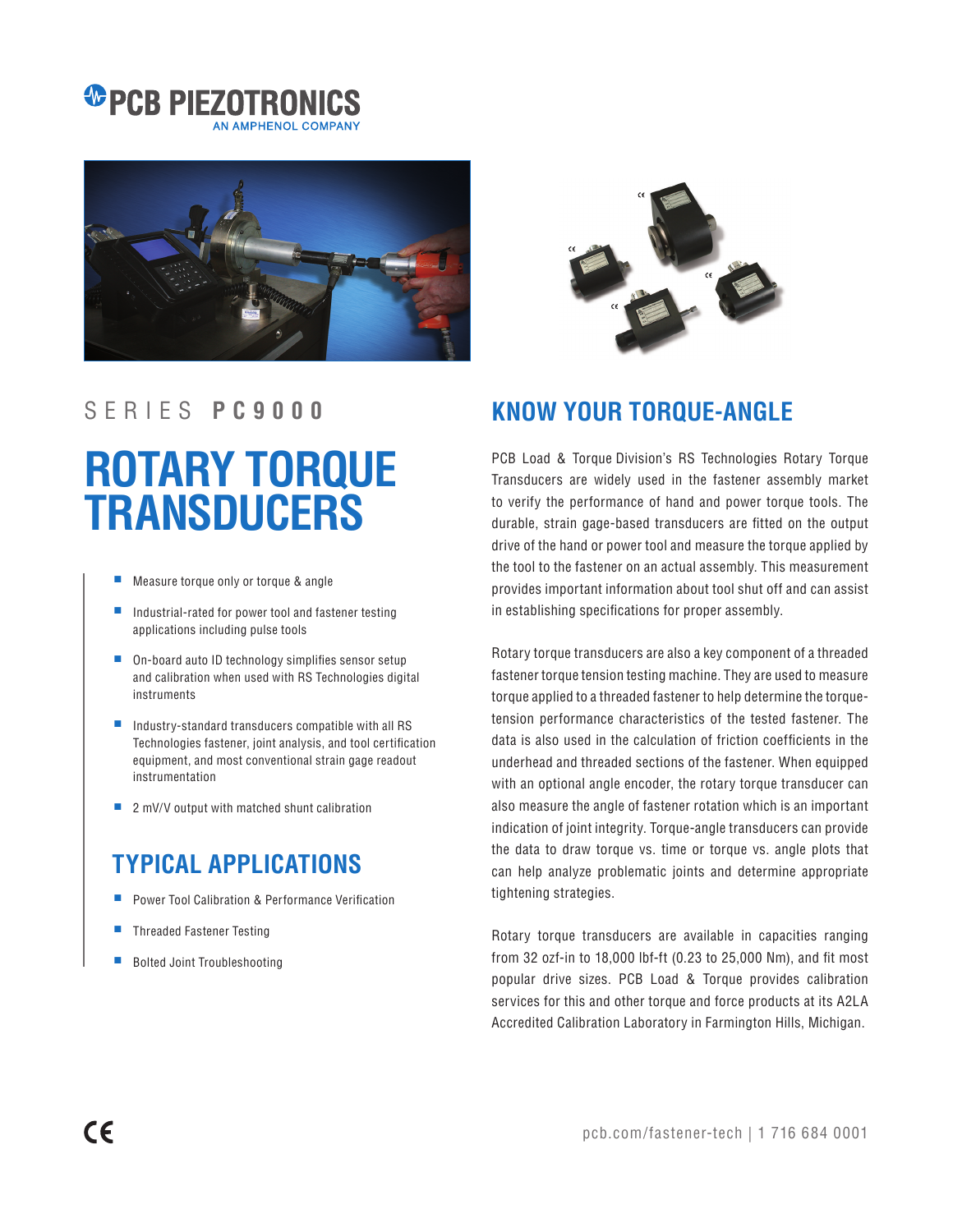PCB PIEZOTRONICS
AN AMPHENOL COMPANY

SERIES **PC9000**

# ROTARY TORQUE TRANSDUCERS

- Measure torque only or torque & angle
- Industrial-rated for power tool and fastener testing applications including pulse tools
- On-board auto ID technology simplifies sensor setup and calibration when used with RS Technologies digital instruments
- Industry-standard transducers compatible with all RS Technologies fastener, joint analysis, and tool certification equipment, and most conventional strain gage readout instrumentation
- 2 mV/V output with matched shunt calibration

## TYPICAL APPLICATIONS

- Power Tool Calibration & Performance Verification
- Threaded Fastener Testing
- Bolted Joint Troubleshooting

## KNOW YOUR TORQUE-ANGLE

PCB Load & Torque Division's RS Technologies Rotary Torque Transducers are widely used in the fastener assembly market to verify the performance of hand and power torque tools. The durable, strain gage-based transducers are fitted on the output drive of the hand or power tool and measure the torque applied by the tool to the fastener on an actual assembly. This measurement provides important information about tool shut off and can assist in establishing specifications for proper assembly.

Rotary torque transducers are also a key component of a threaded fastener torque tension testing machine. They are used to measure torque applied to a threaded fastener to help determine the torque-tension performance characteristics of the tested fastener. The data is also used in the calculation of friction coefficients in the underhead and threaded sections of the fastener. When equipped with an optional angle encoder, the rotary torque transducer can also measure the angle of fastener rotation which is an important indication of joint integrity. Torque-angle transducers can provide the data to draw torque vs. time or torque vs. angle plots that can help analyze problematic joints and determine appropriate tightening strategies.

Rotary torque transducers are available in capacities ranging from 32 ozf-in to 18,000 lbf-ft (0.23 to 25,000 Nm), and fit most popular drive sizes. PCB Load & Torque provides calibration services for this and other torque and force products at its A2LA Accredited Calibration Laboratory in Farmington Hills, Michigan.

CE

pcb.com/fastener-tech | 1 716 684 0001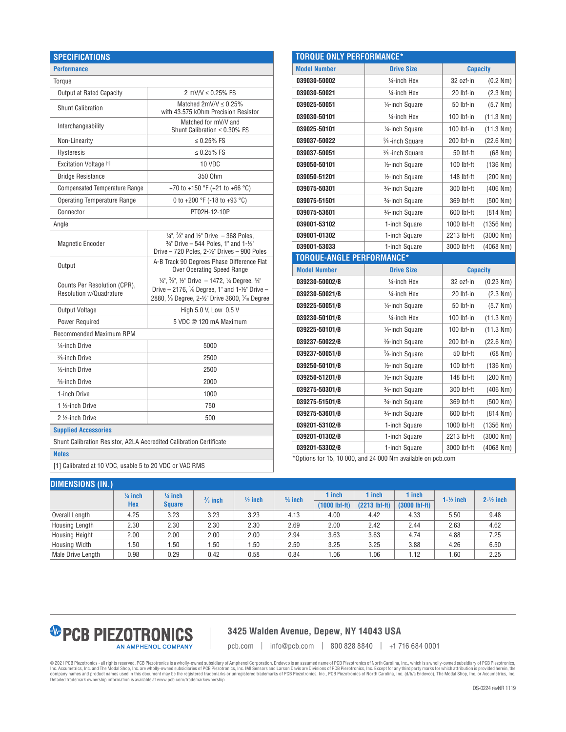## SPECIFICATIONS

| | |
|---|---|
| **Performance** | |
| Torque | |
| Output at Rated Capacity | 2 mV/V ≤ 0.25% FS |
| Shunt Calibration | Matched 2mV/V ≤ 0.25% with 43.575 kOhm Precision Resistor |
| Interchangeability | Matched for mV/V and Shunt Calibration ≤ 0.30% FS |
| Non-Linearity | ≤ 0.25% FS |
| Hysteresis | ≤ 0.25% FS |
| Excitation Voltage [1] | 10 VDC |
| Bridge Resistance | 350 Ohm |
| Compensated Temperature Range | +70 to +150 °F (+21 to +66 °C) |
| Operating Temperature Range | 0 to +200 °F (-18 to +93 °C) |
| Connector | PT02H-12-10P |
| Angle | |
| Magnetic Encoder | ¼", ⅜" and ½" Drive – 368 Poles, ¾" Drive – 544 Poles, 1" and 1-½" Drive – 720 Poles, 2-½" Drives – 900 Poles |
| Output | A-B Track 90 Degrees Phase Difference Flat Over Operating Speed Range |
| Counts Per Resolution (CPR), Resolution w/Quadrature | ¼", ⅜", ½" Drive – 1472, ¼ Degree, ¾" Drive – 2176, ⅙ Degree, 1" and 1-½" Drive – 2880, ⅛ Degree, 2-½" Drive 3600, ⅒ Degree |
| Output Voltage | High 5.0 V, Low 0.5 V |
| Power Required | 5 VDC @ 120 mA Maximum |
| Recommended Maximum RPM | |
| ¼-inch Drive | 5000 |
| ⅜-inch Drive | 2500 |
| ½-inch Drive | 2500 |
| ¾-inch Drive | 2000 |
| 1-inch Drive | 1000 |
| 1 ½-inch Drive | 750 |
| 2 ½-inch Drive | 500 |
| **Supplied Accessories** | |
| Shunt Calibration Resistor, A2LA Accredited Calibration Certificate | |
| **Notes** | |
| [1] Calibrated at 10 VDC, usable 5 to 20 VDC or VAC RMS | |

## TORQUE ONLY PERFORMANCE*

| Model Number | Drive Size | Capacity |
|---|---|---|
| 039030-50002 | ¼-inch Hex | 32 ozf-in (0.2 Nm) |
| 039030-50021 | ¼-inch Hex | 20 lbf-in (2.3 Nm) |
| 039025-50051 | ¼-inch Square | 50 lbf-in (5.7 Nm) |
| 039030-50101 | ¼-inch Hex | 100 lbf-in (11.3 Nm) |
| 039025-50101 | ¼-inch Square | 100 lbf-in (11.3 Nm) |
| 039037-50022 | ⅜-inch Square | 200 lbf-in (22.6 Nm) |
| 039037-50051 | ⅜-inch Square | 50 lbf-ft (68 Nm) |
| 039050-50101 | ½-inch Square | 100 lbf-ft (136 Nm) |
| 039050-51201 | ½-inch Square | 148 lbf-ft (200 Nm) |
| 039075-50301 | ¾-inch Square | 300 lbf-ft (406 Nm) |
| 039075-51501 | ¾-inch Square | 369 lbf-ft (500 Nm) |
| 039075-53601 | ¾-inch Square | 600 lbf-ft (814 Nm) |
| 039001-53102 | 1-inch Square | 1000 lbf-ft (1356 Nm) |
| 039001-01302 | 1-inch Square | 2213 lbf-ft (3000 Nm) |
| 039001-53033 | 1-inch Square | 3000 lbf-ft (4068 Nm) |

## TORQUE-ANGLE PERFORMANCE*

| Model Number | Drive Size | Capacity |
|---|---|---|
| 039230-50002/B | ¼-inch Hex | 32 ozf-in (0.23 Nm) |
| 039230-50021/B | ¼-inch Hex | 20 lbf-in (2.3 Nm) |
| 039225-50051/B | ¼-inch Square | 50 lbf-in (5.7 Nm) |
| 039230-50101/B | ¼-inch Hex | 100 lbf-in (11.3 Nm) |
| 039225-50101/B | ¼-inch Square | 100 lbf-in (11.3 Nm) |
| 039237-50022/B | ⅜-inch Square | 200 lbf-in (22.6 Nm) |
| 039237-50051/B | ⅜-inch Square | 50 lbf-ft (68 Nm) |
| 039250-50101/B | ½-inch Square | 100 lbf-ft (136 Nm) |
| 039250-51201/B | ½-inch Square | 148 lbf-ft (200 Nm) |
| 039275-50301/B | ¾-inch Square | 300 lbf-ft (406 Nm) |
| 039275-51501/B | ¾-inch Square | 369 lbf-ft (500 Nm) |
| 039275-53601/B | ¾-inch Square | 600 lbf-ft (814 Nm) |
| 039201-53102/B | 1-inch Square | 1000 lbf-ft (1356 Nm) |
| 039201-01302/B | 1-inch Square | 2213 lbf-ft (3000 Nm) |
| 039201-53302/B | 1-inch Square | 3000 lbf-ft (4068 Nm) |

*Options for 15, 10 000, and 24 000 Nm available on pcb.com

## DIMENSIONS (IN.)

| | ¼ inch Hex | ¼ inch Square | ⅜ inch | ½ inch | ¾ inch | 1 inch (1000 lbf-ft) | 1 inch (2213 lbf-ft) | 1 inch (3000 lbf-ft) | 1-½ inch | 2-½ inch |
|---|---|---|---|---|---|---|---|---|---|---|
| Overall Length | 4.25 | 3.23 | 3.23 | 3.23 | 4.13 | 4.00 | 4.42 | 4.33 | 5.50 | 9.48 |
| Housing Length | 2.30 | 2.30 | 2.30 | 2.30 | 2.69 | 2.00 | 2.42 | 2.44 | 2.63 | 4.62 |
| Housing Height | 2.00 | 2.00 | 2.00 | 2.00 | 2.94 | 3.63 | 3.63 | 4.74 | 4.88 | 7.25 |
| Housing Width | 1.50 | 1.50 | 1.50 | 1.50 | 2.50 | 3.25 | 3.25 | 3.88 | 4.26 | 6.50 |
| Male Drive Length | 0.98 | 0.29 | 0.42 | 0.58 | 0.84 | 1.06 | 1.06 | 1.12 | 1.60 | 2.25 |

**PCB PIEZOTRONICS**
AN AMPHENOL COMPANY

**3425 Walden Avenue, Depew, NY 14043 USA**

pcb.com | info@pcb.com | 800 828 8840 | +1 716 684 0001

© 2021 PCB Piezotronics - all rights reserved. PCB Piezotronics is a wholly-owned subsidiary of Amphenol Corporation. Endevco is an assumed name of PCB Piezotronics of North Carolina, Inc., which is a wholly-owned subsidiary of PCB Piezotronics, Inc. Accumetrics, Inc. and The Modal Shop, Inc. are wholly-owned subsidiaries of PCB Piezotronics, Inc. IMI Sensors and Larson Davis are Divisions of PCB Piezotronics, Inc. Except for any third party marks for which attribution is provided herein, the company names and product names used in this document may be the registered trademarks or unregistered trademarks of PCB Piezotronics, Inc., PCB Piezotronics of North Carolina, Inc. (d/b/a Endevco), The Modal Shop, Inc. or Accumetrics, Inc. Detailed trademark ownership information is available at www.pcb.com/trademarkownership.

DS-0224 revNR 1119